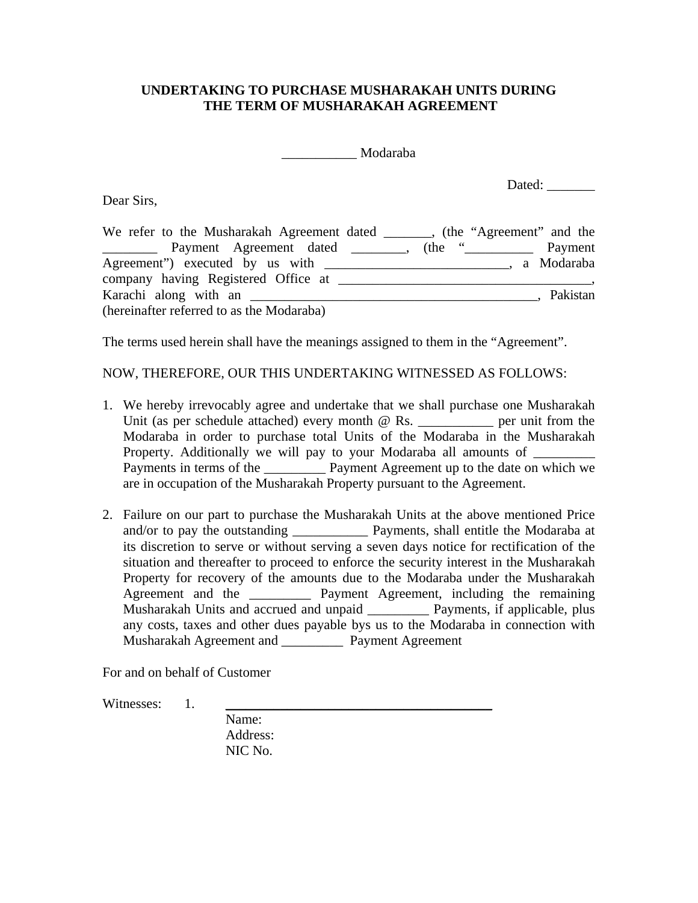# UNDERTAKING TO PURCHASE MUSHARAKAH UNITS DURING THE TERM OF MUSHARAKAH AGREEMENT

___________ Modaraba

Dated: _______

Dear Sirs,

We refer to the Musharakah Agreement dated _______, (the "Agreement" and the ________ Payment Agreement dated ________, (the "__________ Payment Agreement") executed by us with __________________________, a Modaraba company having Registered Office at _____________________________________, Karachi along with an __________________________________________, Pakistan (hereinafter referred to as the Modaraba)

The terms used herein shall have the meanings assigned to them in the "Agreement".

NOW, THEREFORE, OUR THIS UNDERTAKING WITNESSED AS FOLLOWS:

1. We hereby irrevocably agree and undertake that we shall purchase one Musharakah Unit (as per schedule attached) every month @ Rs. ___________ per unit from the Modaraba in order to purchase total Units of the Modaraba in the Musharakah Property. Additionally we will pay to your Modaraba all amounts of _________ Payments in terms of the _________ Payment Agreement up to the date on which we are in occupation of the Musharakah Property pursuant to the Agreement.

2. Failure on our part to purchase the Musharakah Units at the above mentioned Price and/or to pay the outstanding ___________ Payments, shall entitle the Modaraba at its discretion to serve or without serving a seven days notice for rectification of the situation and thereafter to proceed to enforce the security interest in the Musharakah Property for recovery of the amounts due to the Modaraba under the Musharakah Agreement and the _________ Payment Agreement, including the remaining Musharakah Units and accrued and unpaid _________ Payments, if applicable, plus any costs, taxes and other dues payable bys us to the Modaraba in connection with Musharakah Agreement and _________ Payment Agreement

For and on behalf of Customer

Witnesses: 1. ________________________________________

Name:
Address:
NIC No.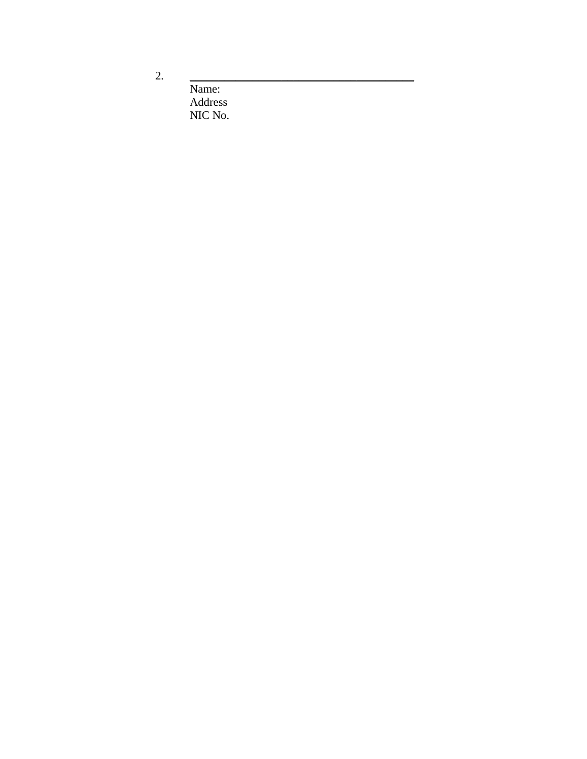2. \_\_\_\_\_\_\_\_\_\_\_\_\_\_\_\_\_\_\_\_\_\_\_\_\_\_\_\_\_\_\_\_\_\_\_\_\_\_\_\_

Name:
Address
NIC No.